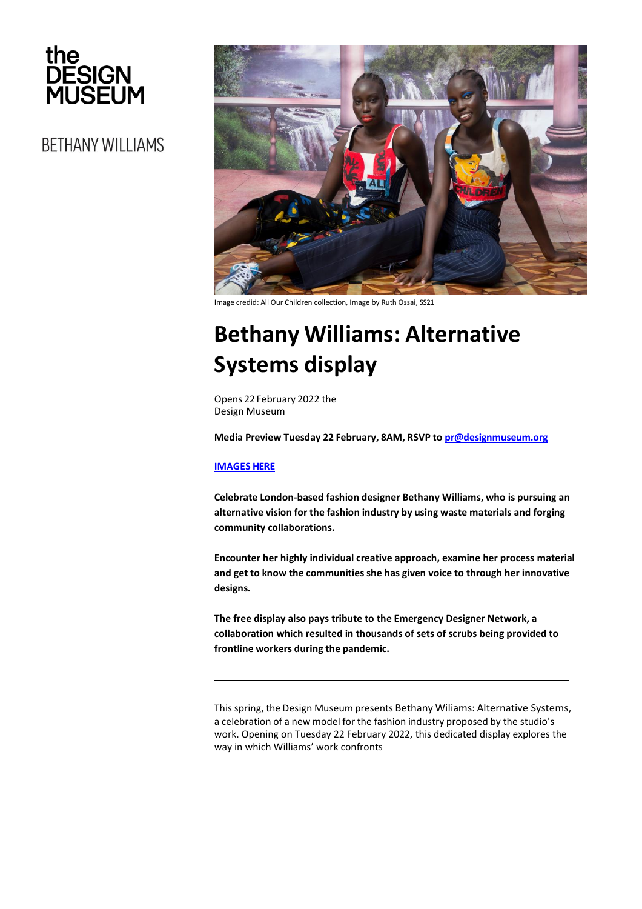the
DESIGN
MUSEUM

BETHANY WILLIAMS

Image credid: All Our Children collection, Image by Ruth Ossai, SS21

# Bethany Williams: Alternative Systems display

Opens 22 February 2022 the
Design Museum

**Media Preview Tuesday 22 February, 8AM, RSVP to pr@designmuseum.org**

**IMAGES HERE**

**Celebrate London-based fashion designer Bethany Williams, who is pursuing an alternative vision for the fashion industry by using waste materials and forging community collaborations.**

**Encounter her highly individual creative approach, examine her process material and get to know the communities she has given voice to through her innovative designs.**

**The free display also pays tribute to the Emergency Designer Network, a collaboration which resulted in thousands of sets of scrubs being provided to frontline workers during the pandemic.**

---

This spring, the Design Museum presents Bethany Wiliams: Alternative Systems, a celebration of a new model for the fashion industry proposed by the studio's work. Opening on Tuesday 22 February 2022, this dedicated display explores the way in which Williams' work confronts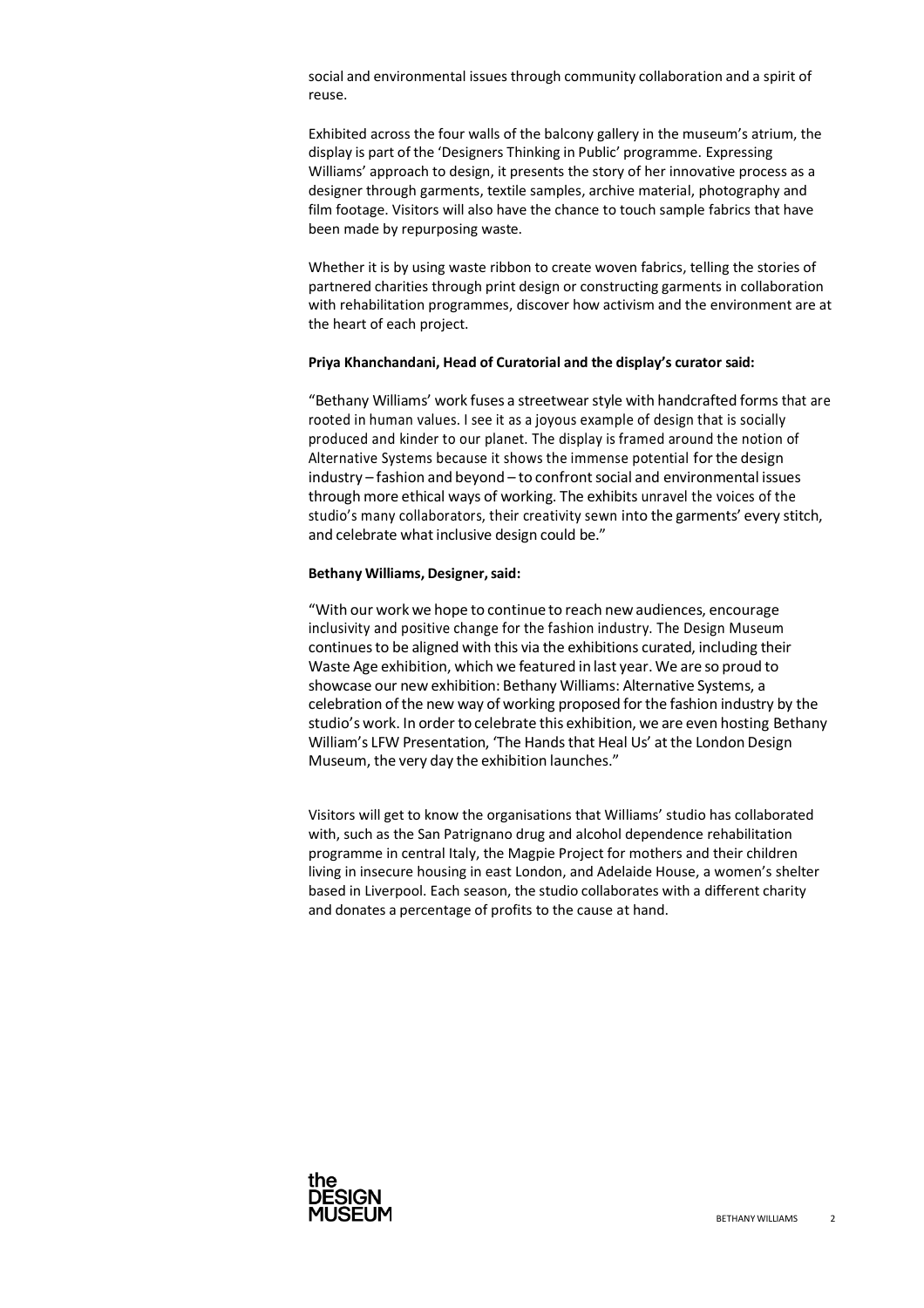social and environmental issues through community collaboration and a spirit of reuse.

Exhibited across the four walls of the balcony gallery in the museum's atrium, the display is part of the 'Designers Thinking in Public' programme. Expressing Williams' approach to design, it presents the story of her innovative process as a designer through garments, textile samples, archive material, photography and film footage. Visitors will also have the chance to touch sample fabrics that have been made by repurposing waste.

Whether it is by using waste ribbon to create woven fabrics, telling the stories of partnered charities through print design or constructing garments in collaboration with rehabilitation programmes, discover how activism and the environment are at the heart of each project.

**Priya Khanchandani, Head of Curatorial and the display's curator said:**

"Bethany Williams' work fuses a streetwear style with handcrafted forms that are rooted in human values. I see it as a joyous example of design that is socially produced and kinder to our planet. The display is framed around the notion of Alternative Systems because it shows the immense potential for the design industry – fashion and beyond – to confront social and environmental issues through more ethical ways of working. The exhibits unravel the voices of the studio's many collaborators, their creativity sewn into the garments' every stitch, and celebrate what inclusive design could be."

**Bethany Williams, Designer, said:**

"With our work we hope to continue to reach new audiences, encourage inclusivity and positive change for the fashion industry. The Design Museum continues to be aligned with this via the exhibitions curated, including their Waste Age exhibition, which we featured in last year. We are so proud to showcase our new exhibition: Bethany Williams: Alternative Systems, a celebration of the new way of working proposed for the fashion industry by the studio's work. In order to celebrate this exhibition, we are even hosting Bethany William's LFW Presentation, 'The Hands that Heal Us' at the London Design Museum, the very day the exhibition launches."

Visitors will get to know the organisations that Williams' studio has collaborated with, such as the San Patrignano drug and alcohol dependence rehabilitation programme in central Italy, the Magpie Project for mothers and their children living in insecure housing in east London, and Adelaide House, a women's shelter based in Liverpool. Each season, the studio collaborates with a different charity and donates a percentage of profits to the cause at hand.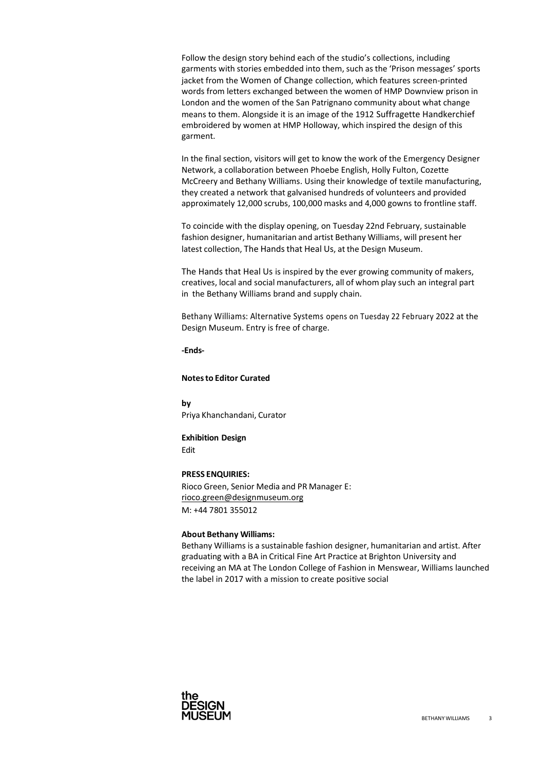Follow the design story behind each of the studio's collections, including garments with stories embedded into them, such as the 'Prison messages' sports jacket from the Women of Change collection, which features screen-printed words from letters exchanged between the women of HMP Downview prison in London and the women of the San Patrignano community about what change means to them. Alongside it is an image of the 1912 Suffragette Handkerchief embroidered by women at HMP Holloway, which inspired the design of this garment.

In the final section, visitors will get to know the work of the Emergency Designer Network, a collaboration between Phoebe English, Holly Fulton, Cozette McCreery and Bethany Williams. Using their knowledge of textile manufacturing, they created a network that galvanised hundreds of volunteers and provided approximately 12,000 scrubs, 100,000 masks and 4,000 gowns to frontline staff.

To coincide with the display opening, on Tuesday 22nd February, sustainable fashion designer, humanitarian and artist Bethany Williams, will present her latest collection, The Hands that Heal Us, at the Design Museum.

The Hands that Heal Us is inspired by the ever growing community of makers, creatives, local and social manufacturers, all of whom play such an integral part in the Bethany Williams brand and supply chain.

Bethany Williams: Alternative Systems opens on Tuesday 22 February 2022 at the Design Museum. Entry is free of charge.

**-Ends-**

**Notes to Editor Curated**

**by**
Priya Khanchandani, Curator

**Exhibition Design**
Edit

**PRESS ENQUIRIES:**
Rioco Green, Senior Media and PR Manager E: rioco.green@designmuseum.org
M: +44 7801 355012

**About Bethany Williams:**
Bethany Williams is a sustainable fashion designer, humanitarian and artist. After graduating with a BA in Critical Fine Art Practice at Brighton University and receiving an MA at The London College of Fashion in Menswear, Williams launched the label in 2017 with a mission to create positive social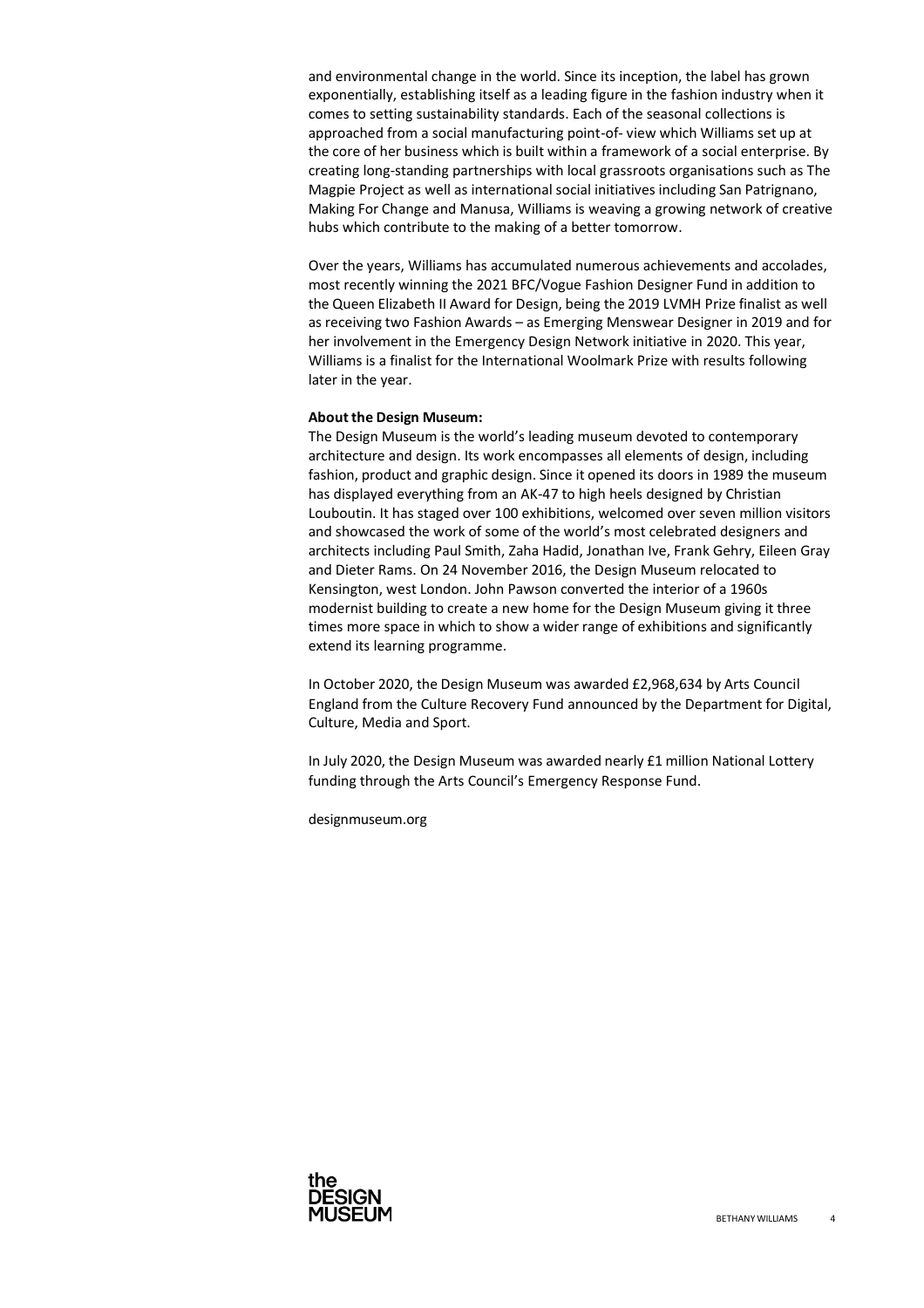and environmental change in the world. Since its inception, the label has grown exponentially, establishing itself as a leading figure in the fashion industry when it comes to setting sustainability standards. Each of the seasonal collections is approached from a social manufacturing point-of- view which Williams set up at the core of her business which is built within a framework of a social enterprise. By creating long-standing partnerships with local grassroots organisations such as The Magpie Project as well as international social initiatives including San Patrignano, Making For Change and Manusa, Williams is weaving a growing network of creative hubs which contribute to the making of a better tomorrow.

Over the years, Williams has accumulated numerous achievements and accolades, most recently winning the 2021 BFC/Vogue Fashion Designer Fund in addition to the Queen Elizabeth II Award for Design, being the 2019 LVMH Prize finalist as well as receiving two Fashion Awards – as Emerging Menswear Designer in 2019 and for her involvement in the Emergency Design Network initiative in 2020. This year, Williams is a finalist for the International Woolmark Prize with results following later in the year.

**About the Design Museum:**

The Design Museum is the world's leading museum devoted to contemporary architecture and design. Its work encompasses all elements of design, including fashion, product and graphic design. Since it opened its doors in 1989 the museum has displayed everything from an AK-47 to high heels designed by Christian Louboutin. It has staged over 100 exhibitions, welcomed over seven million visitors and showcased the work of some of the world's most celebrated designers and architects including Paul Smith, Zaha Hadid, Jonathan Ive, Frank Gehry, Eileen Gray and Dieter Rams. On 24 November 2016, the Design Museum relocated to Kensington, west London. John Pawson converted the interior of a 1960s modernist building to create a new home for the Design Museum giving it three times more space in which to show a wider range of exhibitions and significantly extend its learning programme.

In October 2020, the Design Museum was awarded £2,968,634 by Arts Council England from the Culture Recovery Fund announced by the Department for Digital, Culture, Media and Sport.

In July 2020, the Design Museum was awarded nearly £1 million National Lottery funding through the Arts Council's Emergency Response Fund.

designmuseum.org